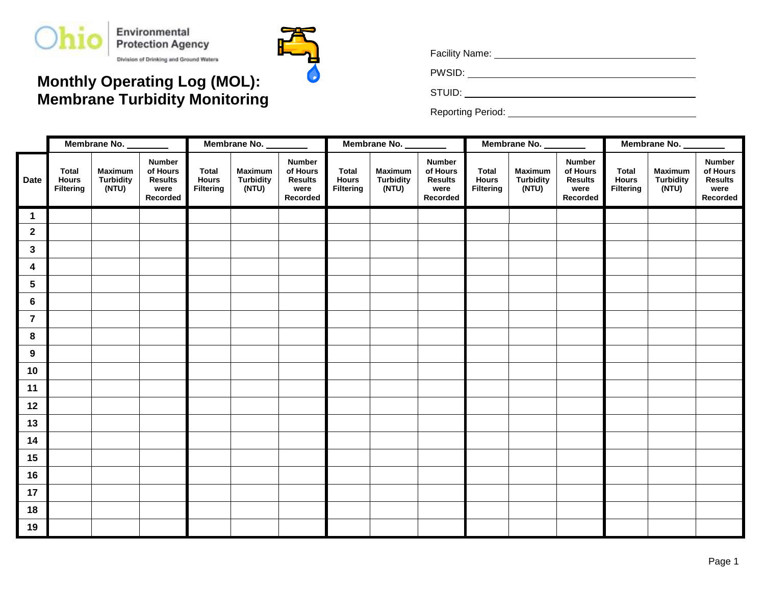Ohio Environmental Protection Agency

Division of Drinking and Ground Waters

# Monthly Operating Log (MOL): Membrane Turbidity Monitoring

Facility Name: ____________________

PWSID: ____________________

STUID: ____________________

Reporting Period: ____________________

| | Membrane No. ________ | | | Membrane No. ________ | | | Membrane No. ________ | | | Membrane No. ________ | | | Membrane No. ________ | | |
|---|---|---|---|---|---|---|---|---|---|---|---|---|---|---|---|
| **Date** | **Total Hours Filtering** | **Maximum Turbidity (NTU)** | **Number of Hours Results were Recorded** | **Total Hours Filtering** | **Maximum Turbidity (NTU)** | **Number of Hours Results were Recorded** | **Total Hours Filtering** | **Maximum Turbidity (NTU)** | **Number of Hours Results were Recorded** | **Total Hours Filtering** | **Maximum Turbidity (NTU)** | **Number of Hours Results were Recorded** | **Total Hours Filtering** | **Maximum Turbidity (NTU)** | **Number of Hours Results were Recorded** |
| **1** | | | | | | | | | | | | | | | |
| **2** | | | | | | | | | | | | | | | |
| **3** | | | | | | | | | | | | | | | |
| **4** | | | | | | | | | | | | | | | |
| **5** | | | | | | | | | | | | | | | |
| **6** | | | | | | | | | | | | | | | |
| **7** | | | | | | | | | | | | | | | |
| **8** | | | | | | | | | | | | | | | |
| **9** | | | | | | | | | | | | | | | |
| **10** | | | | | | | | | | | | | | | |
| **11** | | | | | | | | | | | | | | | |
| **12** | | | | | | | | | | | | | | | |
| **13** | | | | | | | | | | | | | | | |
| **14** | | | | | | | | | | | | | | | |
| **15** | | | | | | | | | | | | | | | |
| **16** | | | | | | | | | | | | | | | |
| **17** | | | | | | | | | | | | | | | |
| **18** | | | | | | | | | | | | | | | |
| **19** | | | | | | | | | | | | | | | |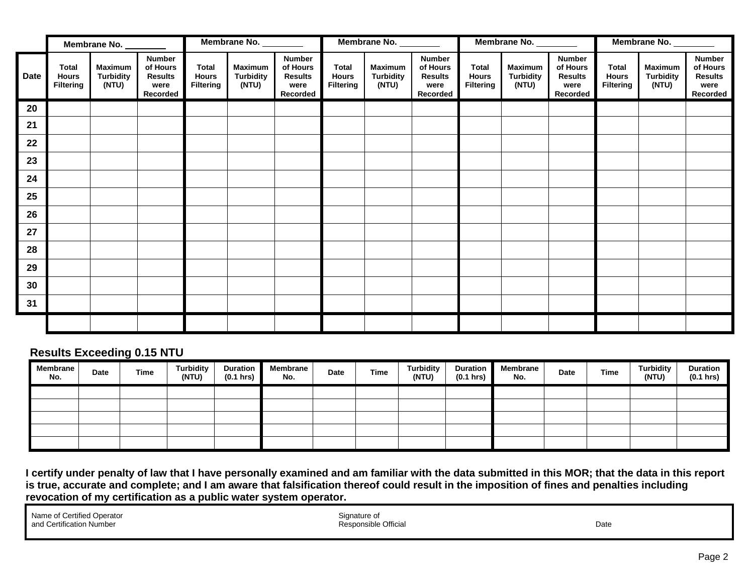| | Membrane No. ________ | | | Membrane No. ________ | | | Membrane No. ________ | | | Membrane No. ________ | | | Membrane No. ________ | | |
|---|---|---|---|---|---|---|---|---|---|---|---|---|---|---|---|
| Date | Total Hours Filtering | Maximum Turbidity (NTU) | Number of Hours Results were Recorded | Total Hours Filtering | Maximum Turbidity (NTU) | Number of Hours Results were Recorded | Total Hours Filtering | Maximum Turbidity (NTU) | Number of Hours Results were Recorded | Total Hours Filtering | Maximum Turbidity (NTU) | Number of Hours Results were Recorded | Total Hours Filtering | Maximum Turbidity (NTU) | Number of Hours Results were Recorded |
| 20 | | | | | | | | | | | | | | | |
| 21 | | | | | | | | | | | | | | | |
| 22 | | | | | | | | | | | | | | | |
| 23 | | | | | | | | | | | | | | | |
| 24 | | | | | | | | | | | | | | | |
| 25 | | | | | | | | | | | | | | | |
| 26 | | | | | | | | | | | | | | | |
| 27 | | | | | | | | | | | | | | | |
| 28 | | | | | | | | | | | | | | | |
| 29 | | | | | | | | | | | | | | | |
| 30 | | | | | | | | | | | | | | | |
| 31 | | | | | | | | | | | | | | | |
| | | | | | | | | | | | | | | | |

**Results Exceeding 0.15 NTU**

| Membrane No. | Date | Time | Turbidity (NTU) | Duration (0.1 hrs) | Membrane No. | Date | Time | Turbidity (NTU) | Duration (0.1 hrs) | Membrane No. | Date | Time | Turbidity (NTU) | Duration (0.1 hrs) |
|---|---|---|---|---|---|---|---|---|---|---|---|---|---|---|
| | | | | | | | | | | | | | | |
| | | | | | | | | | | | | | | |
| | | | | | | | | | | | | | | |
| | | | | | | | | | | | | | | |
| | | | | | | | | | | | | | | |

**I certify under penalty of law that I have personally examined and am familiar with the data submitted in this MOR; that the data in this report is true, accurate and complete; and I am aware that falsification thereof could result in the imposition of fines and penalties including revocation of my certification as a public water system operator.**

| Name of Certified Operator and Certification Number | Signature of Responsible Official | Date |
|---|---|---|
| | | |